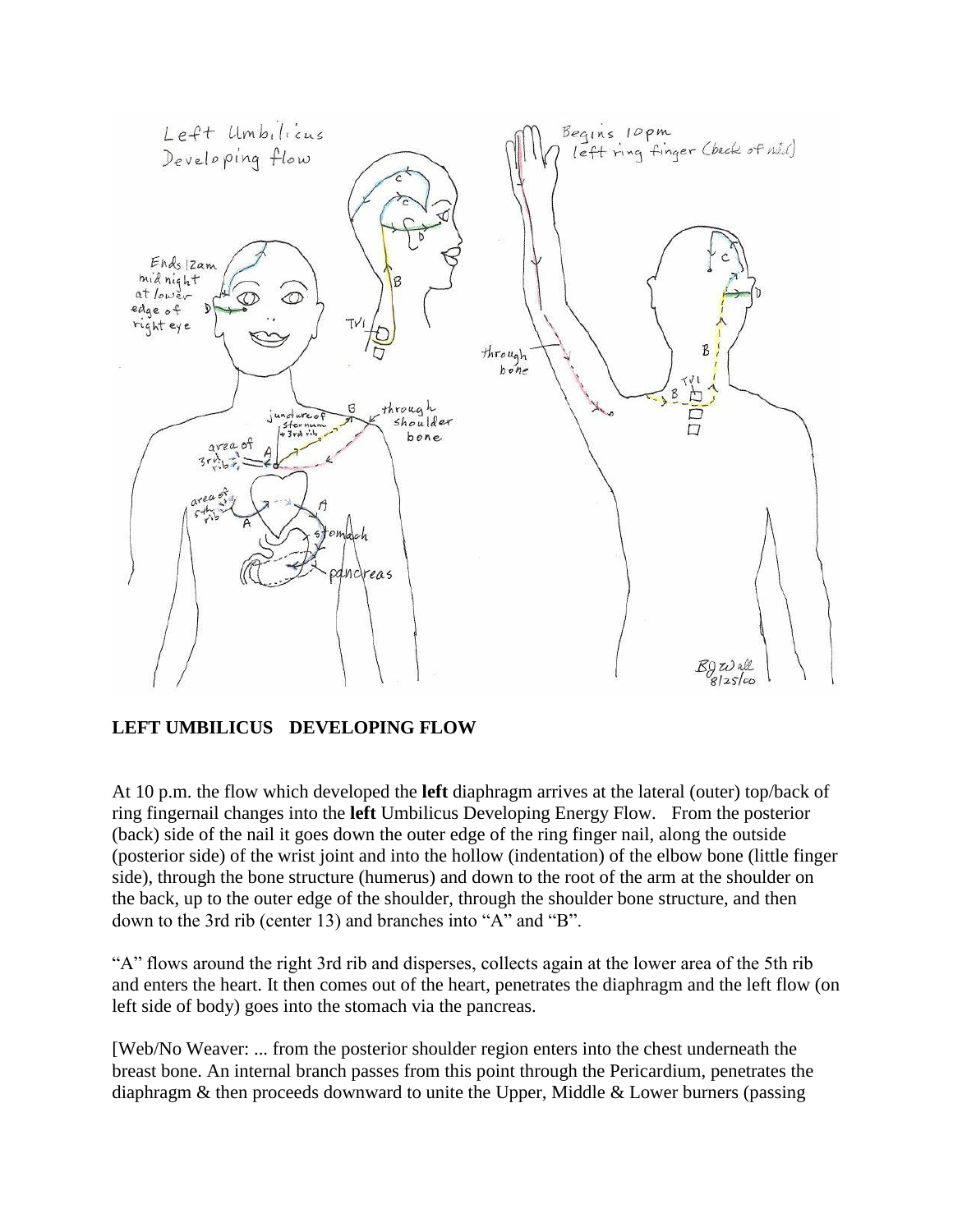**LEFT UMBILICUS DEVELOPING FLOW**

At 10 p.m. the flow which developed the **left** diaphragm arrives at the lateral (outer) top/back of ring fingernail changes into the **left** Umbilicus Developing Energy Flow. From the posterior (back) side of the nail it goes down the outer edge of the ring finger nail, along the outside (posterior side) of the wrist joint and into the hollow (indentation) of the elbow bone (little finger side), through the bone structure (humerus) and down to the root of the arm at the shoulder on the back, up to the outer edge of the shoulder, through the shoulder bone structure, and then down to the 3rd rib (center 13) and branches into "A" and "B".

"A" flows around the right 3rd rib and disperses, collects again at the lower area of the 5th rib and enters the heart. It then comes out of the heart, penetrates the diaphragm and the left flow (on left side of body) goes into the stomach via the pancreas.

[Web/No Weaver: ... from the posterior shoulder region enters into the chest underneath the breast bone. An internal branch passes from this point through the Pericardium, penetrates the diaphragm & then proceeds downward to unite the Upper, Middle & Lower burners (passing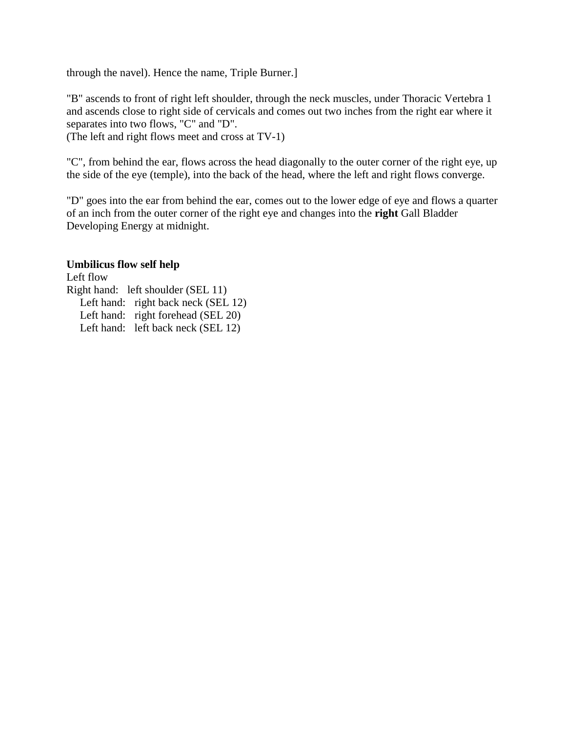through the navel). Hence the name, Triple Burner.]

"B" ascends to front of right left shoulder, through the neck muscles, under Thoracic Vertebra 1 and ascends close to right side of cervicals and comes out two inches from the right ear where it separates into two flows, "C" and "D".
(The left and right flows meet and cross at TV-1)

"C", from behind the ear, flows across the head diagonally to the outer corner of the right eye, up the side of the eye (temple), into the back of the head, where the left and right flows converge.

"D" goes into the ear from behind the ear, comes out to the lower edge of eye and flows a quarter of an inch from the outer corner of the right eye and changes into the **right** Gall Bladder Developing Energy at midnight.

**Umbilicus flow self help**
Left flow
Right hand: left shoulder (SEL 11)
Left hand: right back neck (SEL 12)
Left hand: right forehead (SEL 20)
Left hand: left back neck (SEL 12)